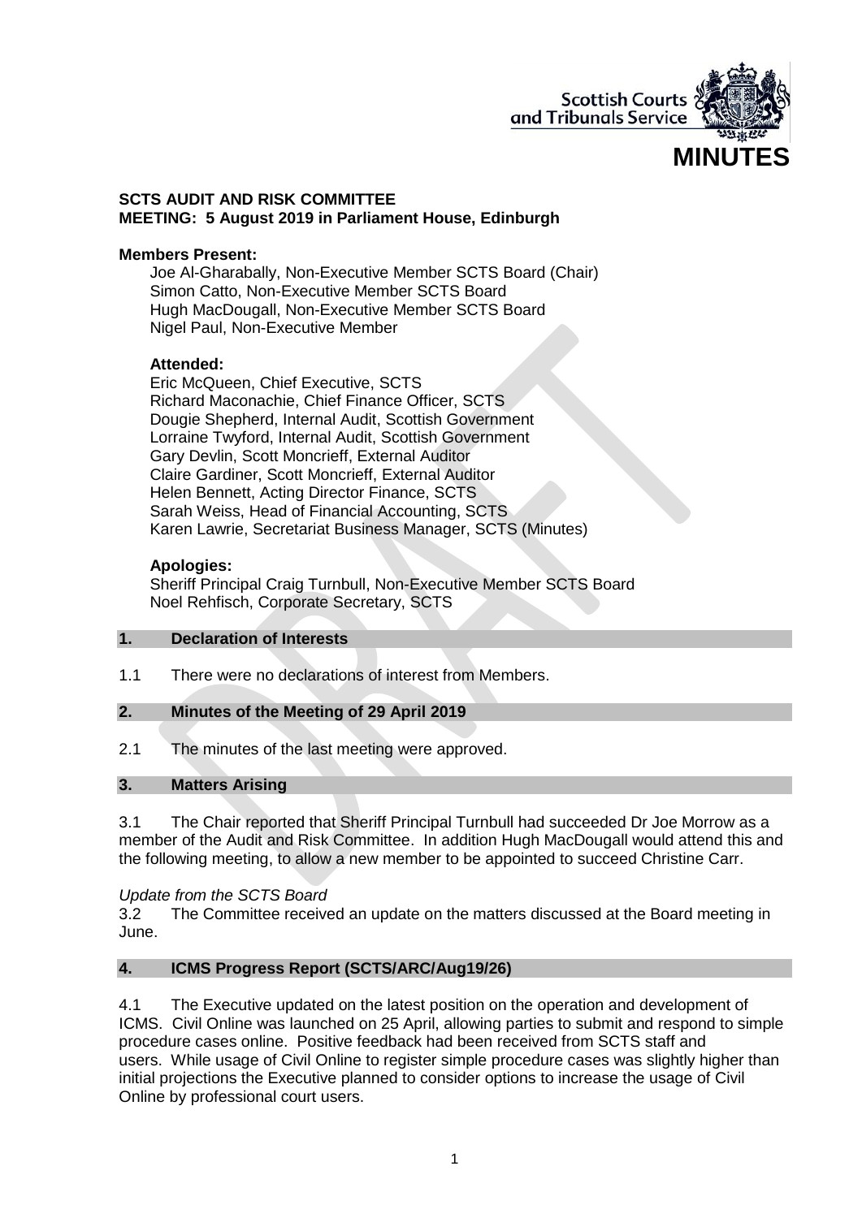Scottish Courts and Tribunals Service

# MINUTES

**SCTS AUDIT AND RISK COMMITTEE**
**MEETING: 5 August 2019 in Parliament House, Edinburgh**

**Members Present:**

Joe Al-Gharabally, Non-Executive Member SCTS Board (Chair)
Simon Catto, Non-Executive Member SCTS Board
Hugh MacDougall, Non-Executive Member SCTS Board
Nigel Paul, Non-Executive Member

**Attended:**

Eric McQueen, Chief Executive, SCTS
Richard Maconachie, Chief Finance Officer, SCTS
Dougie Shepherd, Internal Audit, Scottish Government
Lorraine Twyford, Internal Audit, Scottish Government
Gary Devlin, Scott Moncrieff, External Auditor
Claire Gardiner, Scott Moncrieff, External Auditor
Helen Bennett, Acting Director Finance, SCTS
Sarah Weiss, Head of Financial Accounting, SCTS
Karen Lawrie, Secretariat Business Manager, SCTS (Minutes)

**Apologies:**

Sheriff Principal Craig Turnbull, Non-Executive Member SCTS Board
Noel Rehfisch, Corporate Secretary, SCTS

## 1. Declaration of Interests

1.1 There were no declarations of interest from Members.

## 2. Minutes of the Meeting of 29 April 2019

2.1 The minutes of the last meeting were approved.

## 3. Matters Arising

3.1 The Chair reported that Sheriff Principal Turnbull had succeeded Dr Joe Morrow as a member of the Audit and Risk Committee. In addition Hugh MacDougall would attend this and the following meeting, to allow a new member to be appointed to succeed Christine Carr.

*Update from the SCTS Board*

3.2 The Committee received an update on the matters discussed at the Board meeting in June.

## 4. ICMS Progress Report (SCTS/ARC/Aug19/26)

4.1 The Executive updated on the latest position on the operation and development of ICMS. Civil Online was launched on 25 April, allowing parties to submit and respond to simple procedure cases online. Positive feedback had been received from SCTS staff and users. While usage of Civil Online to register simple procedure cases was slightly higher than initial projections the Executive planned to consider options to increase the usage of Civil Online by professional court users.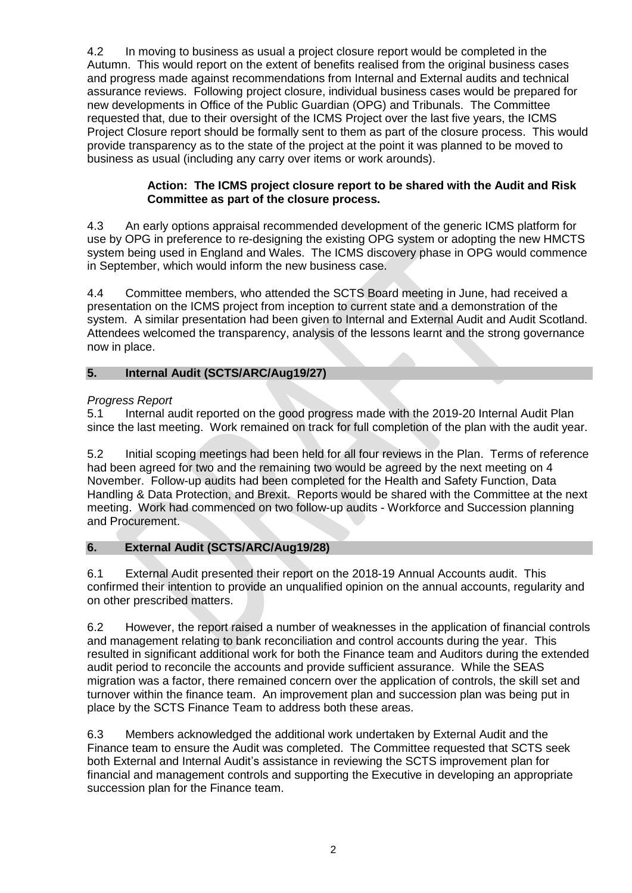4.2 In moving to business as usual a project closure report would be completed in the Autumn. This would report on the extent of benefits realised from the original business cases and progress made against recommendations from Internal and External audits and technical assurance reviews. Following project closure, individual business cases would be prepared for new developments in Office of the Public Guardian (OPG) and Tribunals. The Committee requested that, due to their oversight of the ICMS Project over the last five years, the ICMS Project Closure report should be formally sent to them as part of the closure process. This would provide transparency as to the state of the project at the point it was planned to be moved to business as usual (including any carry over items or work arounds).

> **Action: The ICMS project closure report to be shared with the Audit and Risk Committee as part of the closure process.**

4.3 An early options appraisal recommended development of the generic ICMS platform for use by OPG in preference to re-designing the existing OPG system or adopting the new HMCTS system being used in England and Wales. The ICMS discovery phase in OPG would commence in September, which would inform the new business case.

4.4 Committee members, who attended the SCTS Board meeting in June, had received a presentation on the ICMS project from inception to current state and a demonstration of the system. A similar presentation had been given to Internal and External Audit and Audit Scotland. Attendees welcomed the transparency, analysis of the lessons learnt and the strong governance now in place.

## 5. Internal Audit (SCTS/ARC/Aug19/27)

*Progress Report*

5.1 Internal audit reported on the good progress made with the 2019-20 Internal Audit Plan since the last meeting. Work remained on track for full completion of the plan with the audit year.

5.2 Initial scoping meetings had been held for all four reviews in the Plan. Terms of reference had been agreed for two and the remaining two would be agreed by the next meeting on 4 November. Follow-up audits had been completed for the Health and Safety Function, Data Handling & Data Protection, and Brexit. Reports would be shared with the Committee at the next meeting. Work had commenced on two follow-up audits - Workforce and Succession planning and Procurement.

## 6. External Audit (SCTS/ARC/Aug19/28)

6.1 External Audit presented their report on the 2018-19 Annual Accounts audit. This confirmed their intention to provide an unqualified opinion on the annual accounts, regularity and on other prescribed matters.

6.2 However, the report raised a number of weaknesses in the application of financial controls and management relating to bank reconciliation and control accounts during the year. This resulted in significant additional work for both the Finance team and Auditors during the extended audit period to reconcile the accounts and provide sufficient assurance. While the SEAS migration was a factor, there remained concern over the application of controls, the skill set and turnover within the finance team. An improvement plan and succession plan was being put in place by the SCTS Finance Team to address both these areas.

6.3 Members acknowledged the additional work undertaken by External Audit and the Finance team to ensure the Audit was completed. The Committee requested that SCTS seek both External and Internal Audit's assistance in reviewing the SCTS improvement plan for financial and management controls and supporting the Executive in developing an appropriate succession plan for the Finance team.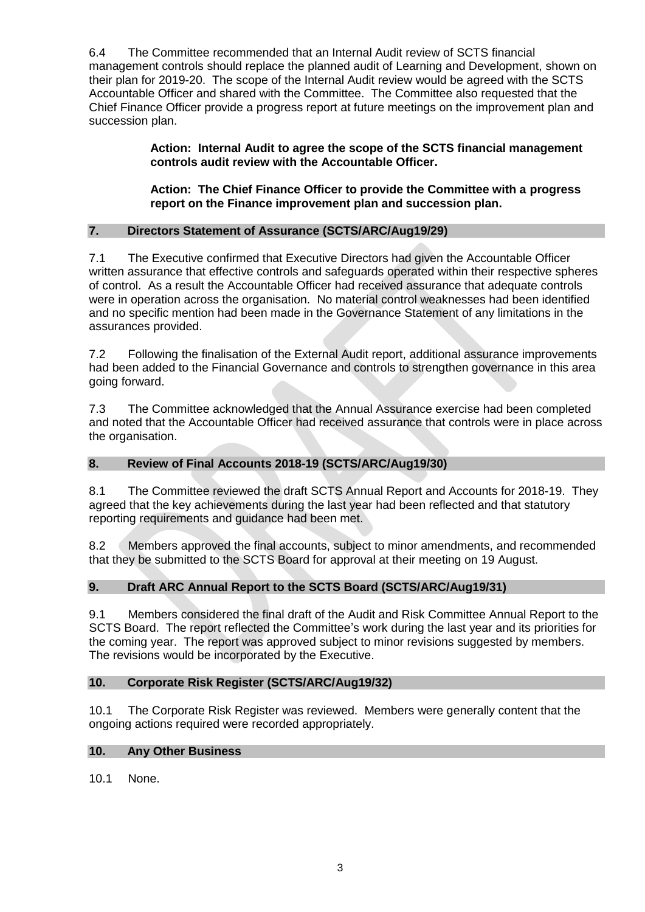6.4 The Committee recommended that an Internal Audit review of SCTS financial management controls should replace the planned audit of Learning and Development, shown on their plan for 2019-20. The scope of the Internal Audit review would be agreed with the SCTS Accountable Officer and shared with the Committee. The Committee also requested that the Chief Finance Officer provide a progress report at future meetings on the improvement plan and succession plan.

> **Action: Internal Audit to agree the scope of the SCTS financial management controls audit review with the Accountable Officer.**
>
> **Action: The Chief Finance Officer to provide the Committee with a progress report on the Finance improvement plan and succession plan.**

## 7. Directors Statement of Assurance (SCTS/ARC/Aug19/29)

7.1 The Executive confirmed that Executive Directors had given the Accountable Officer written assurance that effective controls and safeguards operated within their respective spheres of control. As a result the Accountable Officer had received assurance that adequate controls were in operation across the organisation. No material control weaknesses had been identified and no specific mention had been made in the Governance Statement of any limitations in the assurances provided.

7.2 Following the finalisation of the External Audit report, additional assurance improvements had been added to the Financial Governance and controls to strengthen governance in this area going forward.

7.3 The Committee acknowledged that the Annual Assurance exercise had been completed and noted that the Accountable Officer had received assurance that controls were in place across the organisation.

## 8. Review of Final Accounts 2018-19 (SCTS/ARC/Aug19/30)

8.1 The Committee reviewed the draft SCTS Annual Report and Accounts for 2018-19. They agreed that the key achievements during the last year had been reflected and that statutory reporting requirements and guidance had been met.

8.2 Members approved the final accounts, subject to minor amendments, and recommended that they be submitted to the SCTS Board for approval at their meeting on 19 August.

## 9. Draft ARC Annual Report to the SCTS Board (SCTS/ARC/Aug19/31)

9.1 Members considered the final draft of the Audit and Risk Committee Annual Report to the SCTS Board. The report reflected the Committee's work during the last year and its priorities for the coming year. The report was approved subject to minor revisions suggested by members. The revisions would be incorporated by the Executive.

## 10. Corporate Risk Register (SCTS/ARC/Aug19/32)

10.1 The Corporate Risk Register was reviewed. Members were generally content that the ongoing actions required were recorded appropriately.

## 10. Any Other Business

10.1 None.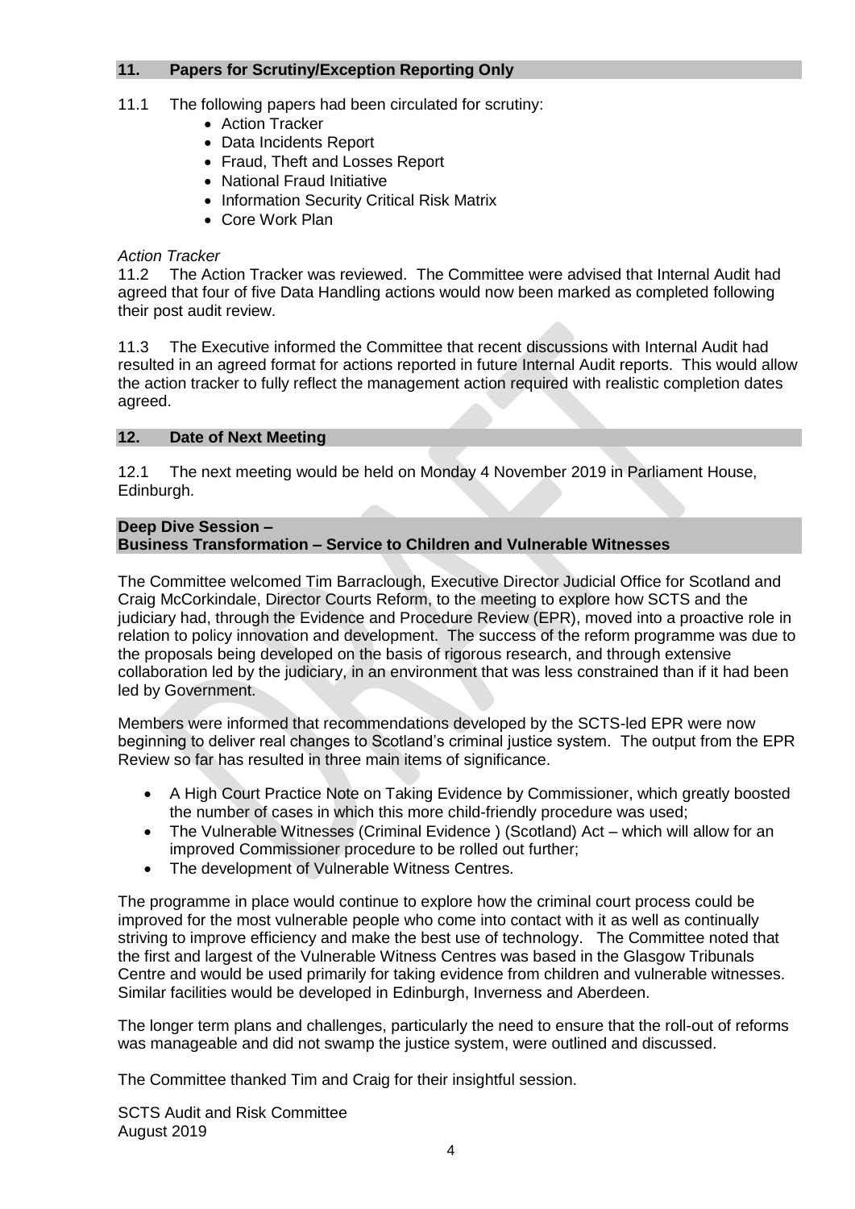## 11. Papers for Scrutiny/Exception Reporting Only

11.1 The following papers had been circulated for scrutiny:

- Action Tracker
- Data Incidents Report
- Fraud, Theft and Losses Report
- National Fraud Initiative
- Information Security Critical Risk Matrix
- Core Work Plan

*Action Tracker*

11.2 The Action Tracker was reviewed. The Committee were advised that Internal Audit had agreed that four of five Data Handling actions would now been marked as completed following their post audit review.

11.3 The Executive informed the Committee that recent discussions with Internal Audit had resulted in an agreed format for actions reported in future Internal Audit reports. This would allow the action tracker to fully reflect the management action required with realistic completion dates agreed.

## 12. Date of Next Meeting

12.1 The next meeting would be held on Monday 4 November 2019 in Parliament House, Edinburgh.

## Deep Dive Session – Business Transformation – Service to Children and Vulnerable Witnesses

The Committee welcomed Tim Barraclough, Executive Director Judicial Office for Scotland and Craig McCorkindale, Director Courts Reform, to the meeting to explore how SCTS and the judiciary had, through the Evidence and Procedure Review (EPR), moved into a proactive role in relation to policy innovation and development. The success of the reform programme was due to the proposals being developed on the basis of rigorous research, and through extensive collaboration led by the judiciary, in an environment that was less constrained than if it had been led by Government.

Members were informed that recommendations developed by the SCTS-led EPR were now beginning to deliver real changes to Scotland's criminal justice system. The output from the EPR Review so far has resulted in three main items of significance.

- A High Court Practice Note on Taking Evidence by Commissioner, which greatly boosted the number of cases in which this more child-friendly procedure was used;
- The Vulnerable Witnesses (Criminal Evidence ) (Scotland) Act – which will allow for an improved Commissioner procedure to be rolled out further;
- The development of Vulnerable Witness Centres.

The programme in place would continue to explore how the criminal court process could be improved for the most vulnerable people who come into contact with it as well as continually striving to improve efficiency and make the best use of technology. The Committee noted that the first and largest of the Vulnerable Witness Centres was based in the Glasgow Tribunals Centre and would be used primarily for taking evidence from children and vulnerable witnesses. Similar facilities would be developed in Edinburgh, Inverness and Aberdeen.

The longer term plans and challenges, particularly the need to ensure that the roll-out of reforms was manageable and did not swamp the justice system, were outlined and discussed.

The Committee thanked Tim and Craig for their insightful session.

SCTS Audit and Risk Committee
August 2019